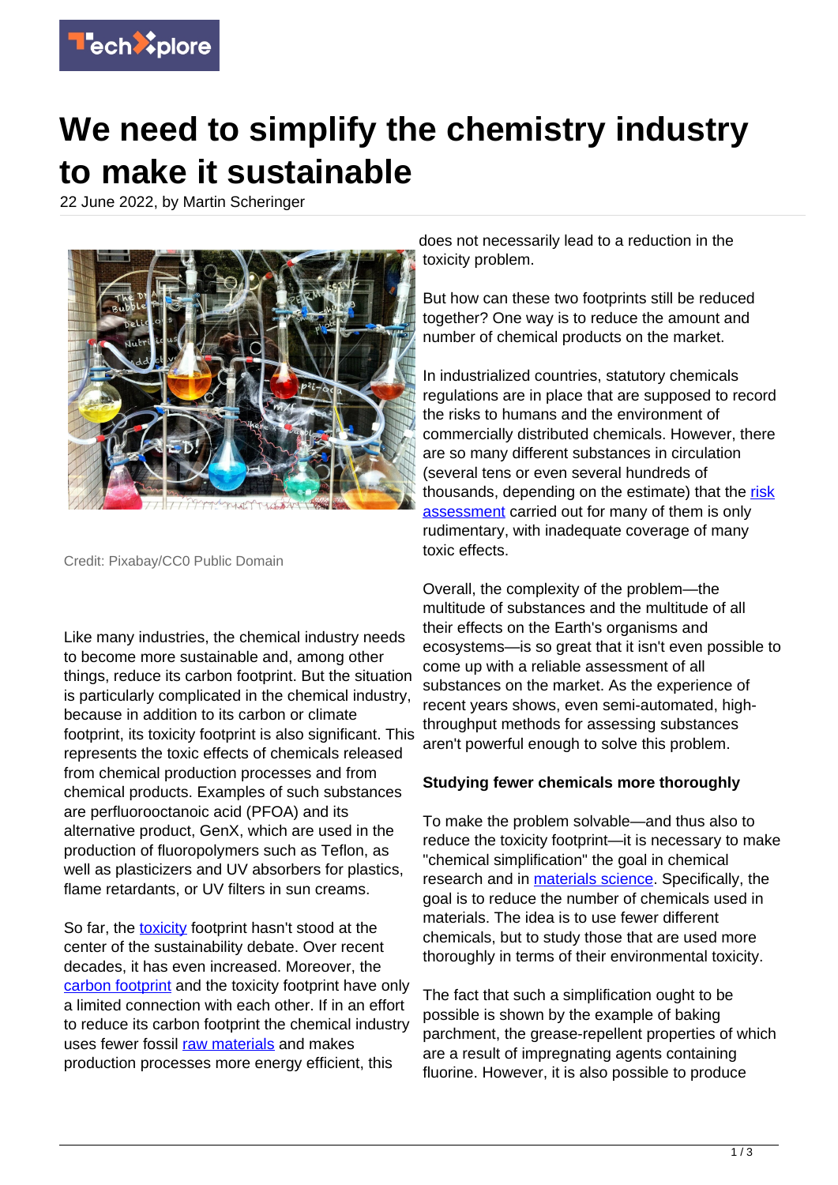# We need to simplify the chemistry industry to make it sustainable

22 June 2022, by Martin Scheringer

Credit: Pixabay/CC0 Public Domain

Like many industries, the chemical industry needs to become more sustainable and, among other things, reduce its carbon footprint. But the situation is particularly complicated in the chemical industry, because in addition to its carbon or climate footprint, its toxicity footprint is also significant. This represents the toxic effects of chemicals released from chemical production processes and from chemical products. Examples of such substances are perfluorooctanoic acid (PFOA) and its alternative product, GenX, which are used in the production of fluoropolymers such as Teflon, as well as plasticizers and UV absorbers for plastics, flame retardants, or UV filters in sun creams.

So far, the toxicity footprint hasn't stood at the center of the sustainability debate. Over recent decades, it has even increased. Moreover, the carbon footprint and the toxicity footprint have only a limited connection with each other. If in an effort to reduce its carbon footprint the chemical industry uses fewer fossil raw materials and makes production processes more energy efficient, this does not necessarily lead to a reduction in the toxicity problem.

But how can these two footprints still be reduced together? One way is to reduce the amount and number of chemical products on the market.

In industrialized countries, statutory chemicals regulations are in place that are supposed to record the risks to humans and the environment of commercially distributed chemicals. However, there are so many different substances in circulation (several tens or even several hundreds of thousands, depending on the estimate) that the risk assessment carried out for many of them is only rudimentary, with inadequate coverage of many toxic effects.

Overall, the complexity of the problem—the multitude of substances and the multitude of all their effects on the Earth's organisms and ecosystems—is so great that it isn't even possible to come up with a reliable assessment of all substances on the market. As the experience of recent years shows, even semi-automated, high-throughput methods for assessing substances aren't powerful enough to solve this problem.

**Studying fewer chemicals more thoroughly**

To make the problem solvable—and thus also to reduce the toxicity footprint—it is necessary to make "chemical simplification" the goal in chemical research and in materials science. Specifically, the goal is to reduce the number of chemicals used in materials. The idea is to use fewer different chemicals, but to study those that are used more thoroughly in terms of their environmental toxicity.

The fact that such a simplification ought to be possible is shown by the example of baking parchment, the grease-repellent properties of which are a result of impregnating agents containing fluorine. However, it is also possible to produce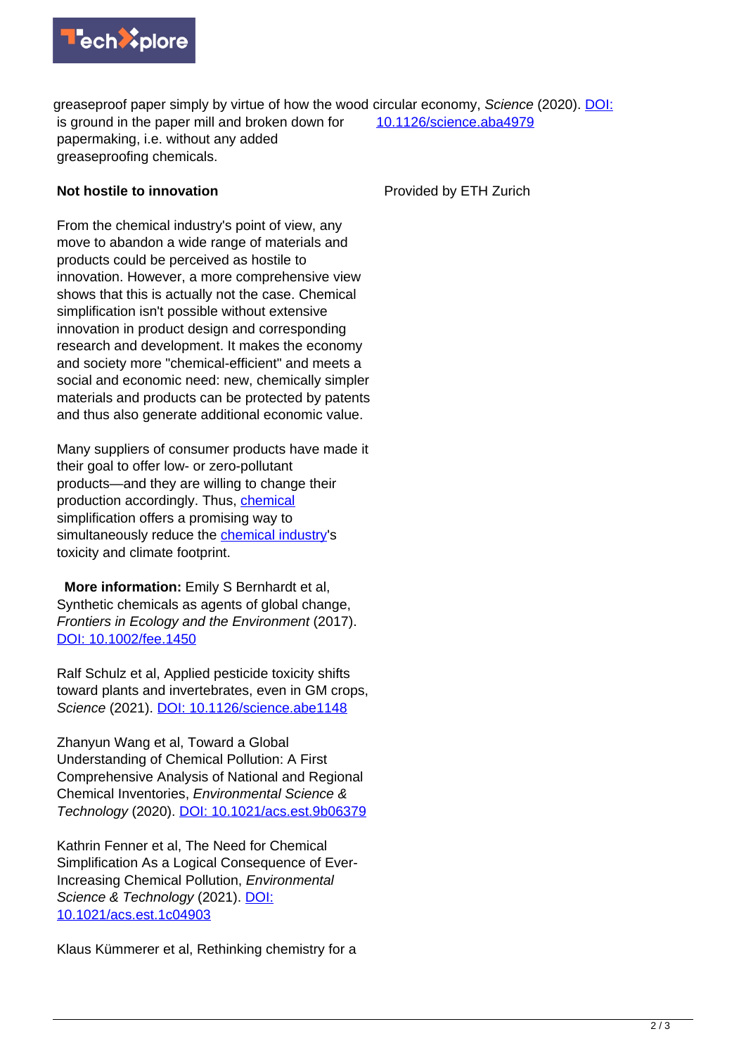greaseproof paper simply by virtue of how the wood is ground in the paper mill and broken down for papermaking, i.e. without any added greaseproofing chemicals.

**Not hostile to innovation**

From the chemical industry's point of view, any move to abandon a wide range of materials and products could be perceived as hostile to innovation. However, a more comprehensive view shows that this is actually not the case. Chemical simplification isn't possible without extensive innovation in product design and corresponding research and development. It makes the economy and society more "chemical-efficient" and meets a social and economic need: new, chemically simpler materials and products can be protected by patents and thus also generate additional economic value.

Many suppliers of consumer products have made it their goal to offer low- or zero-pollutant products—and they are willing to change their production accordingly. Thus, chemical simplification offers a promising way to simultaneously reduce the chemical industry's toxicity and climate footprint.

**More information:** Emily S Bernhardt et al, Synthetic chemicals as agents of global change, *Frontiers in Ecology and the Environment* (2017). DOI: 10.1002/fee.1450

Ralf Schulz et al, Applied pesticide toxicity shifts toward plants and invertebrates, even in GM crops, *Science* (2021). DOI: 10.1126/science.abe1148

Zhanyun Wang et al, Toward a Global Understanding of Chemical Pollution: A First Comprehensive Analysis of National and Regional Chemical Inventories, *Environmental Science & Technology* (2020). DOI: 10.1021/acs.est.9b06379

Kathrin Fenner et al, The Need for Chemical Simplification As a Logical Consequence of Ever-Increasing Chemical Pollution, *Environmental Science & Technology* (2021). DOI: 10.1021/acs.est.1c04903

Klaus Kümmerer et al, Rethinking chemistry for a circular economy, *Science* (2020). DOI: 10.1126/science.aba4979

Provided by ETH Zurich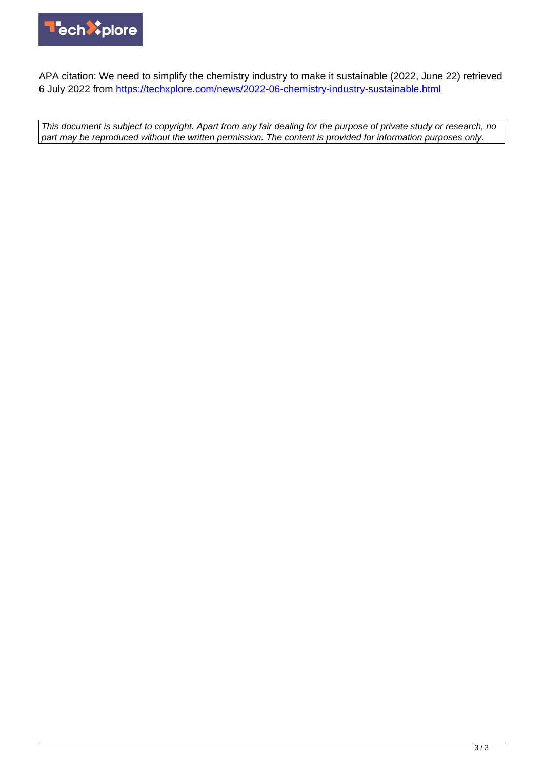APA citation: We need to simplify the chemistry industry to make it sustainable (2022, June 22) retrieved 6 July 2022 from https://techxplore.com/news/2022-06-chemistry-industry-sustainable.html

*This document is subject to copyright. Apart from any fair dealing for the purpose of private study or research, no part may be reproduced without the written permission. The content is provided for information purposes only.*